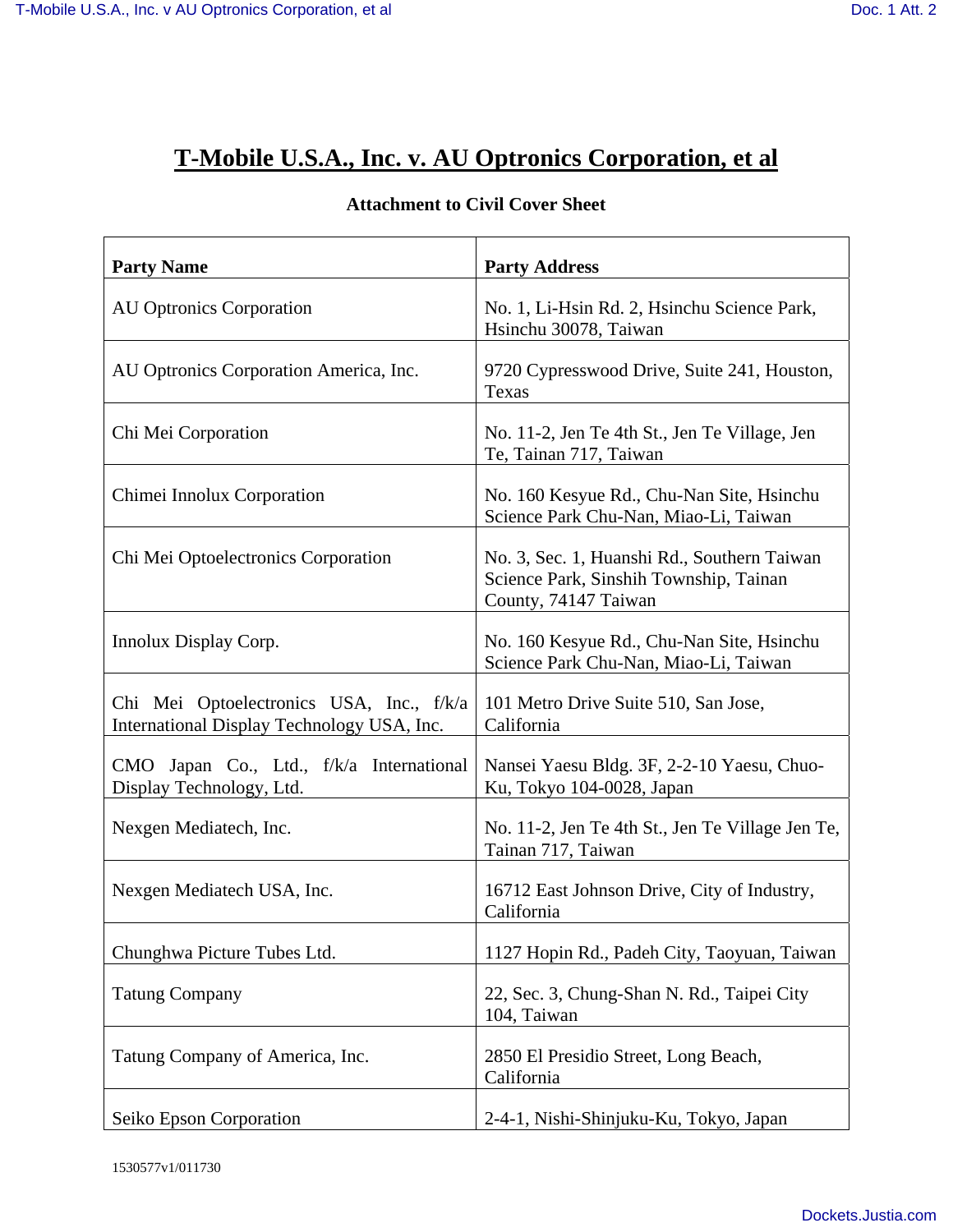# T-Mobile U.S.A., Inc. v. AU Optronics Corporation, et al

**Attachment to Civil Cover Sheet**

| **Party Name** | **Party Address** |
|---|---|
| AU Optronics Corporation | No. 1, Li-Hsin Rd. 2, Hsinchu Science Park, Hsinchu 30078, Taiwan |
| AU Optronics Corporation America, Inc. | 9720 Cypresswood Drive, Suite 241, Houston, Texas |
| Chi Mei Corporation | No. 11-2, Jen Te 4th St., Jen Te Village, Jen Te, Tainan 717, Taiwan |
| Chimei Innolux Corporation | No. 160 Kesyue Rd., Chu-Nan Site, Hsinchu Science Park Chu-Nan, Miao-Li, Taiwan |
| Chi Mei Optoelectronics Corporation | No. 3, Sec. 1, Huanshi Rd., Southern Taiwan Science Park, Sinshih Township, Tainan County, 74147 Taiwan |
| Innolux Display Corp. | No. 160 Kesyue Rd., Chu-Nan Site, Hsinchu Science Park Chu-Nan, Miao-Li, Taiwan |
| Chi Mei Optoelectronics USA, Inc., f/k/a International Display Technology USA, Inc. | 101 Metro Drive Suite 510, San Jose, California |
| CMO Japan Co., Ltd., f/k/a International Display Technology, Ltd. | Nansei Yaesu Bldg. 3F, 2-2-10 Yaesu, Chuo-Ku, Tokyo 104-0028, Japan |
| Nexgen Mediatech, Inc. | No. 11-2, Jen Te 4th St., Jen Te Village Jen Te, Tainan 717, Taiwan |
| Nexgen Mediatech USA, Inc. | 16712 East Johnson Drive, City of Industry, California |
| Chunghwa Picture Tubes Ltd. | 1127 Hopin Rd., Padeh City, Taoyuan, Taiwan |
| Tatung Company | 22, Sec. 3, Chung-Shan N. Rd., Taipei City 104, Taiwan |
| Tatung Company of America, Inc. | 2850 El Presidio Street, Long Beach, California |
| Seiko Epson Corporation | 2-4-1, Nishi-Shinjuku-Ku, Tokyo, Japan |

1530577v1/011730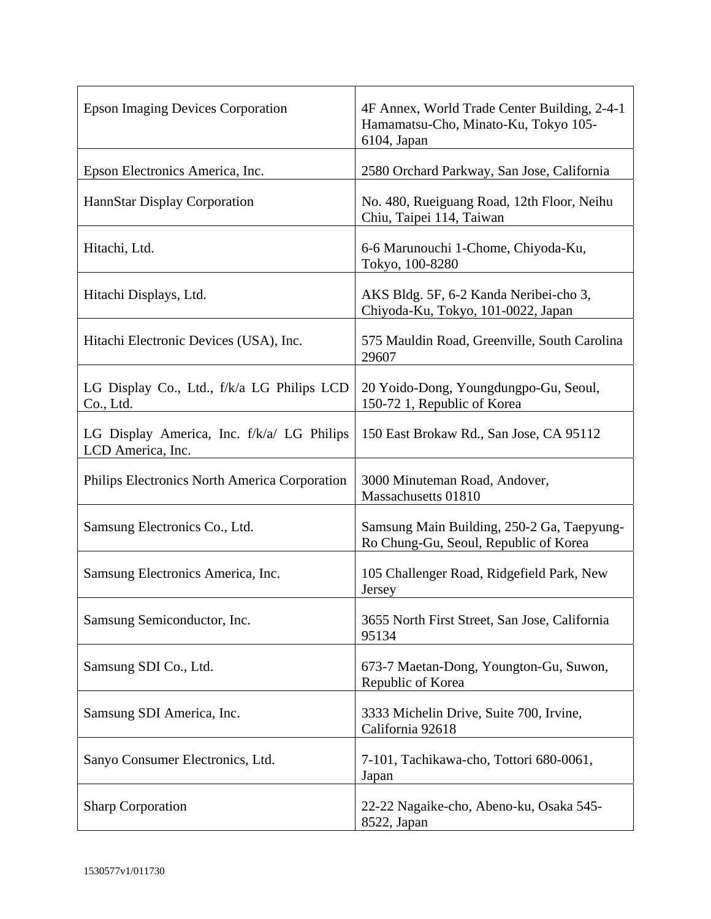| Epson Imaging Devices Corporation | 4F Annex, World Trade Center Building, 2-4-1 Hamamatsu-Cho, Minato-Ku, Tokyo 105-6104, Japan |
|---|---|
| Epson Electronics America, Inc. | 2580 Orchard Parkway, San Jose, California |
| HannStar Display Corporation | No. 480, Rueiguang Road, 12th Floor, Neihu Chiu, Taipei 114, Taiwan |
| Hitachi, Ltd. | 6-6 Marunouchi 1-Chome, Chiyoda-Ku, Tokyo, 100-8280 |
| Hitachi Displays, Ltd. | AKS Bldg. 5F, 6-2 Kanda Neribei-cho 3, Chiyoda-Ku, Tokyo, 101-0022, Japan |
| Hitachi Electronic Devices (USA), Inc. | 575 Mauldin Road, Greenville, South Carolina 29607 |
| LG Display Co., Ltd., f/k/a LG Philips LCD Co., Ltd. | 20 Yoido-Dong, Youngdungpo-Gu, Seoul, 150-72 1, Republic of Korea |
| LG Display America, Inc. f/k/a/ LG Philips LCD America, Inc. | 150 East Brokaw Rd., San Jose, CA 95112 |
| Philips Electronics North America Corporation | 3000 Minuteman Road, Andover, Massachusetts 01810 |
| Samsung Electronics Co., Ltd. | Samsung Main Building, 250-2 Ga, Taepyung-Ro Chung-Gu, Seoul, Republic of Korea |
| Samsung Electronics America, Inc. | 105 Challenger Road, Ridgefield Park, New Jersey |
| Samsung Semiconductor, Inc. | 3655 North First Street, San Jose, California 95134 |
| Samsung SDI Co., Ltd. | 673-7 Maetan-Dong, Youngton-Gu, Suwon, Republic of Korea |
| Samsung SDI America, Inc. | 3333 Michelin Drive, Suite 700, Irvine, California 92618 |
| Sanyo Consumer Electronics, Ltd. | 7-101, Tachikawa-cho, Tottori 680-0061, Japan |
| Sharp Corporation | 22-22 Nagaike-cho, Abeno-ku, Osaka 545-8522, Japan |

1530577v1/011730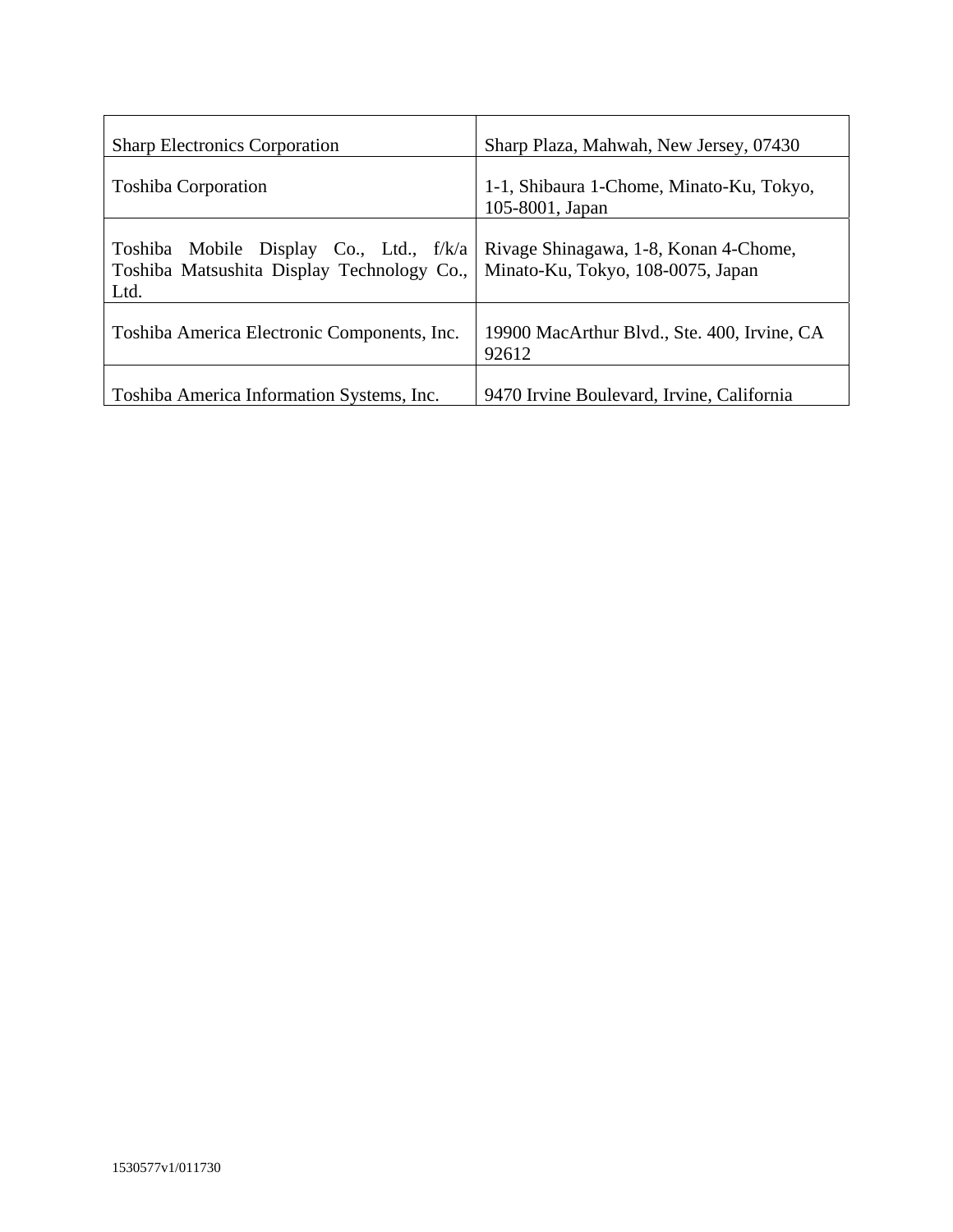| | |
|---|---|
| Sharp Electronics Corporation | Sharp Plaza, Mahwah, New Jersey, 07430 |
| Toshiba Corporation | 1-1, Shibaura 1-Chome, Minato-Ku, Tokyo, 105-8001, Japan |
| Toshiba Mobile Display Co., Ltd., f/k/a Toshiba Matsushita Display Technology Co., Ltd. | Rivage Shinagawa, 1-8, Konan 4-Chome, Minato-Ku, Tokyo, 108-0075, Japan |
| Toshiba America Electronic Components, Inc. | 19900 MacArthur Blvd., Ste. 400, Irvine, CA 92612 |
| Toshiba America Information Systems, Inc. | 9470 Irvine Boulevard, Irvine, California |

1530577v1/011730